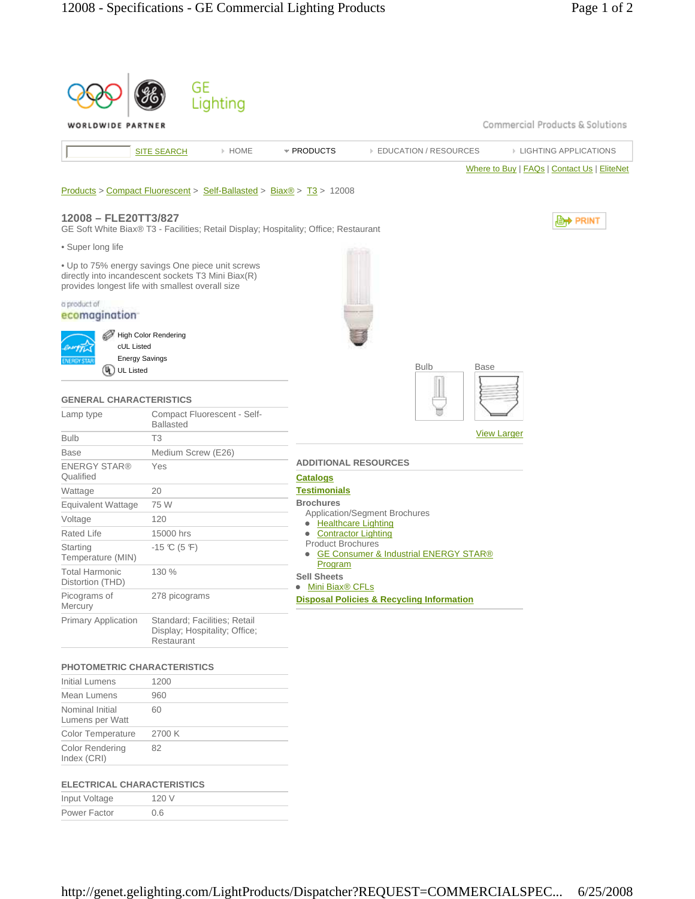GE Lighting

WORLDWIDE PARTNER

Commercial Products & Solutions

SITE SEARCH | HOME | PRODUCTS | EDUCATION / RESOURCES | LIGHTING APPLICATIONS

Where to Buy | FAQs | Contact Us | EliteNet

Products > Compact Fluorescent > Self-Ballasted > Biax® > T3 > 12008

## 12008 – FLE20TT3/827

GE Soft White Biax® T3 - Facilities; Retail Display; Hospitality; Office; Restaurant

PRINT

• Super long life

• Up to 75% energy savings One piece unit screws directly into incandescent sockets T3 Mini Biax(R) provides longest life with smallest overall size

a product of ecomagination

- High Color Rendering
- cUL Listed
- Energy Savings
- UL Listed

Bulb | Base

View Larger

### GENERAL CHARACTERISTICS

| | |
|---|---|
| Lamp type | Compact Fluorescent - Self-Ballasted |
| Bulb | T3 |
| Base | Medium Screw (E26) |
| ENERGY STAR® Qualified | Yes |
| Wattage | 20 |
| Equivalent Wattage | 75 W |
| Voltage | 120 |
| Rated Life | 15000 hrs |
| Starting Temperature (MIN) | -15 ℃ (5 ℉) |
| Total Harmonic Distortion (THD) | 130 % |
| Picograms of Mercury | 278 picograms |
| Primary Application | Standard; Facilities; Retail Display; Hospitality; Office; Restaurant |

### PHOTOMETRIC CHARACTERISTICS

| | |
|---|---|
| Initial Lumens | 1200 |
| Mean Lumens | 960 |
| Nominal Initial Lumens per Watt | 60 |
| Color Temperature | 2700 K |
| Color Rendering Index (CRI) | 82 |

### ELECTRICAL CHARACTERISTICS

| | |
|---|---|
| Input Voltage | 120 V |
| Power Factor | 0.6 |

### ADDITIONAL RESOURCES

**Catalogs**

**Testimonials**

**Brochures**

Application/Segment Brochures

- Healthcare Lighting
- Contractor Lighting

Product Brochures

- GE Consumer & Industrial ENERGY STAR® Program

**Sell Sheets**

- Mini Biax® CFLs

**Disposal Policies & Recycling Information**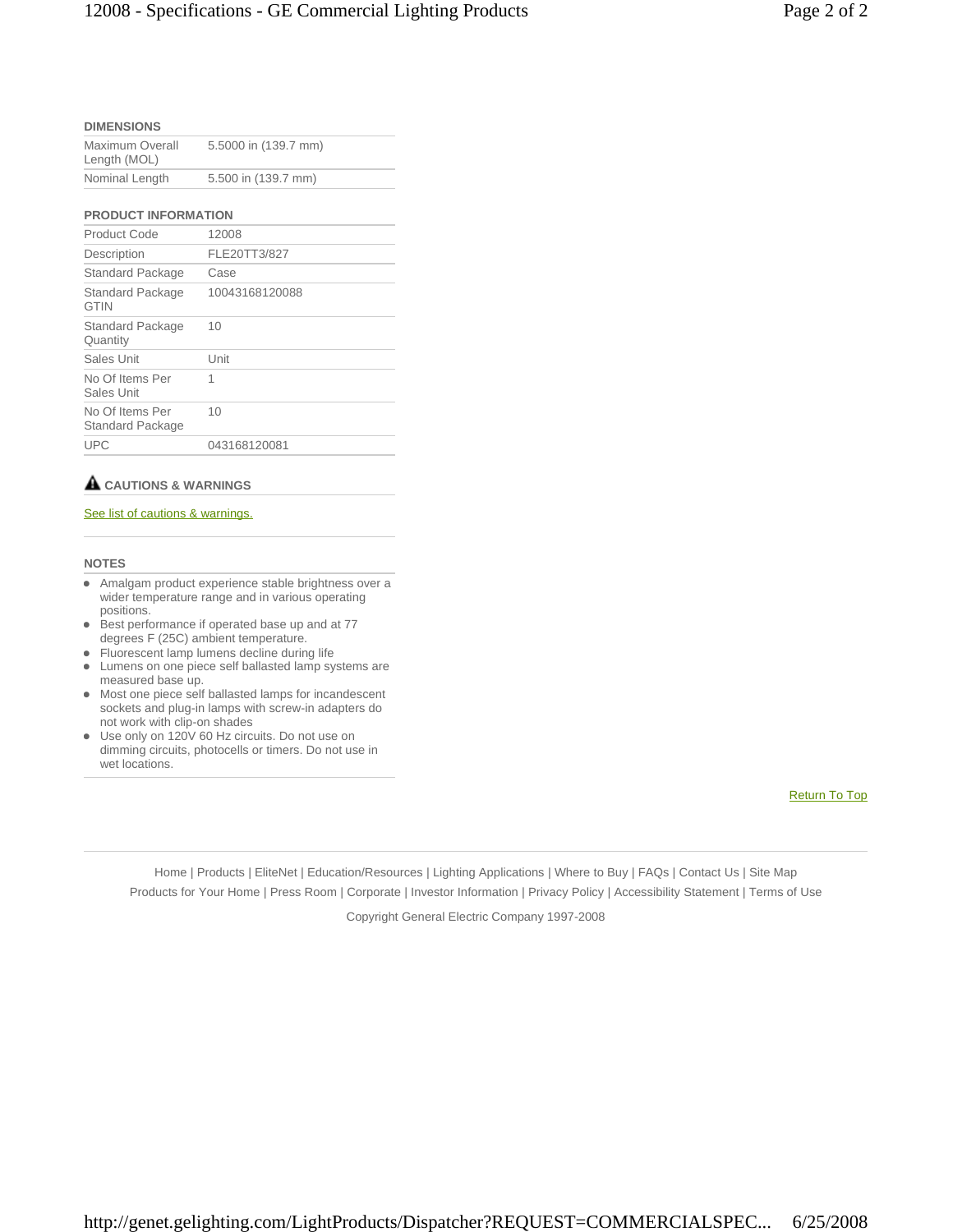## DIMENSIONS

| | |
|---|---|
| Maximum Overall Length (MOL) | 5.5000 in (139.7 mm) |
| Nominal Length | 5.500 in (139.7 mm) |

## PRODUCT INFORMATION

| | |
|---|---|
| Product Code | 12008 |
| Description | FLE20TT3/827 |
| Standard Package | Case |
| Standard Package GTIN | 10043168120088 |
| Standard Package Quantity | 10 |
| Sales Unit | Unit |
| No Of Items Per Sales Unit | 1 |
| No Of Items Per Standard Package | 10 |
| UPC | 043168120081 |

## CAUTIONS & WARNINGS

See list of cautions & warnings.

## NOTES

- Amalgam product experience stable brightness over a wider temperature range and in various operating positions.
- Best performance if operated base up and at 77 degrees F (25C) ambient temperature.
- Fluorescent lamp lumens decline during life
- Lumens on one piece self ballasted lamp systems are measured base up.
- Most one piece self ballasted lamps for incandescent sockets and plug-in lamps with screw-in adapters do not work with clip-on shades
- Use only on 120V 60 Hz circuits. Do not use on dimming circuits, photocells or timers. Do not use in wet locations.

Return To Top

Home | Products | EliteNet | Education/Resources | Lighting Applications | Where to Buy | FAQs | Contact Us | Site Map
Products for Your Home | Press Room | Corporate | Investor Information | Privacy Policy | Accessibility Statement | Terms of Use

Copyright General Electric Company 1997-2008